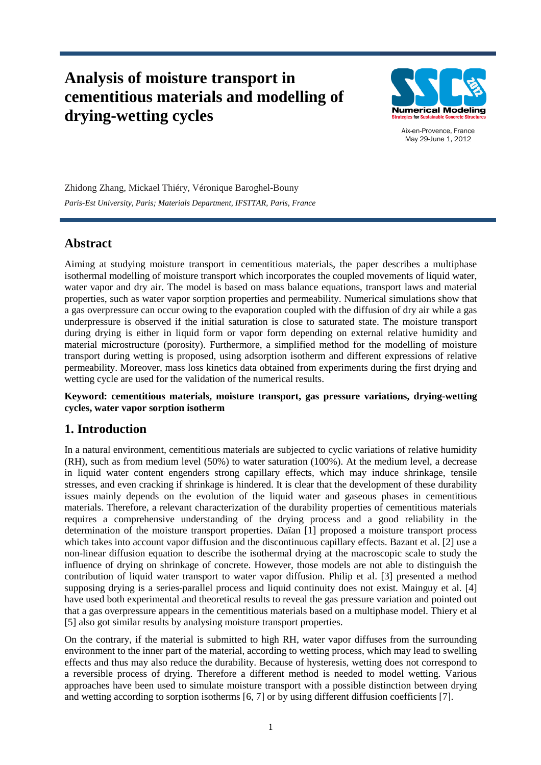# Analysis of moisture transport in cementitious materials and modelling of drying-wetting cycles

Aix-en-Provence, France
May 29-June 1, 2012

Zhidong Zhang, Mickael Thiéry, Véronique Baroghel-Bouny

*Paris-Est University, Paris; Materials Department, IFSTTAR, Paris, France*

## Abstract

Aiming at studying moisture transport in cementitious materials, the paper describes a multiphase isothermal modelling of moisture transport which incorporates the coupled movements of liquid water, water vapor and dry air. The model is based on mass balance equations, transport laws and material properties, such as water vapor sorption properties and permeability. Numerical simulations show that a gas overpressure can occur owing to the evaporation coupled with the diffusion of dry air while a gas underpressure is observed if the initial saturation is close to saturated state. The moisture transport during drying is either in liquid form or vapor form depending on external relative humidity and material microstructure (porosity). Furthermore, a simplified method for the modelling of moisture transport during wetting is proposed, using adsorption isotherm and different expressions of relative permeability. Moreover, mass loss kinetics data obtained from experiments during the first drying and wetting cycle are used for the validation of the numerical results.

**Keyword: cementitious materials, moisture transport, gas pressure variations, drying-wetting cycles, water vapor sorption isotherm**

## 1. Introduction

In a natural environment, cementitious materials are subjected to cyclic variations of relative humidity (RH), such as from medium level (50%) to water saturation (100%). At the medium level, a decrease in liquid water content engenders strong capillary effects, which may induce shrinkage, tensile stresses, and even cracking if shrinkage is hindered. It is clear that the development of these durability issues mainly depends on the evolution of the liquid water and gaseous phases in cementitious materials. Therefore, a relevant characterization of the durability properties of cementitious materials requires a comprehensive understanding of the drying process and a good reliability in the determination of the moisture transport properties. Daïan [1] proposed a moisture transport process which takes into account vapor diffusion and the discontinuous capillary effects. Bazant et al. [2] use a non-linear diffusion equation to describe the isothermal drying at the macroscopic scale to study the influence of drying on shrinkage of concrete. However, those models are not able to distinguish the contribution of liquid water transport to water vapor diffusion. Philip et al. [3] presented a method supposing drying is a series-parallel process and liquid continuity does not exist. Mainguy et al. [4] have used both experimental and theoretical results to reveal the gas pressure variation and pointed out that a gas overpressure appears in the cementitious materials based on a multiphase model. Thiery et al [5] also got similar results by analysing moisture transport properties.

On the contrary, if the material is submitted to high RH, water vapor diffuses from the surrounding environment to the inner part of the material, according to wetting process, which may lead to swelling effects and thus may also reduce the durability. Because of hysteresis, wetting does not correspond to a reversible process of drying. Therefore a different method is needed to model wetting. Various approaches have been used to simulate moisture transport with a possible distinction between drying and wetting according to sorption isotherms [6, 7] or by using different diffusion coefficients [7].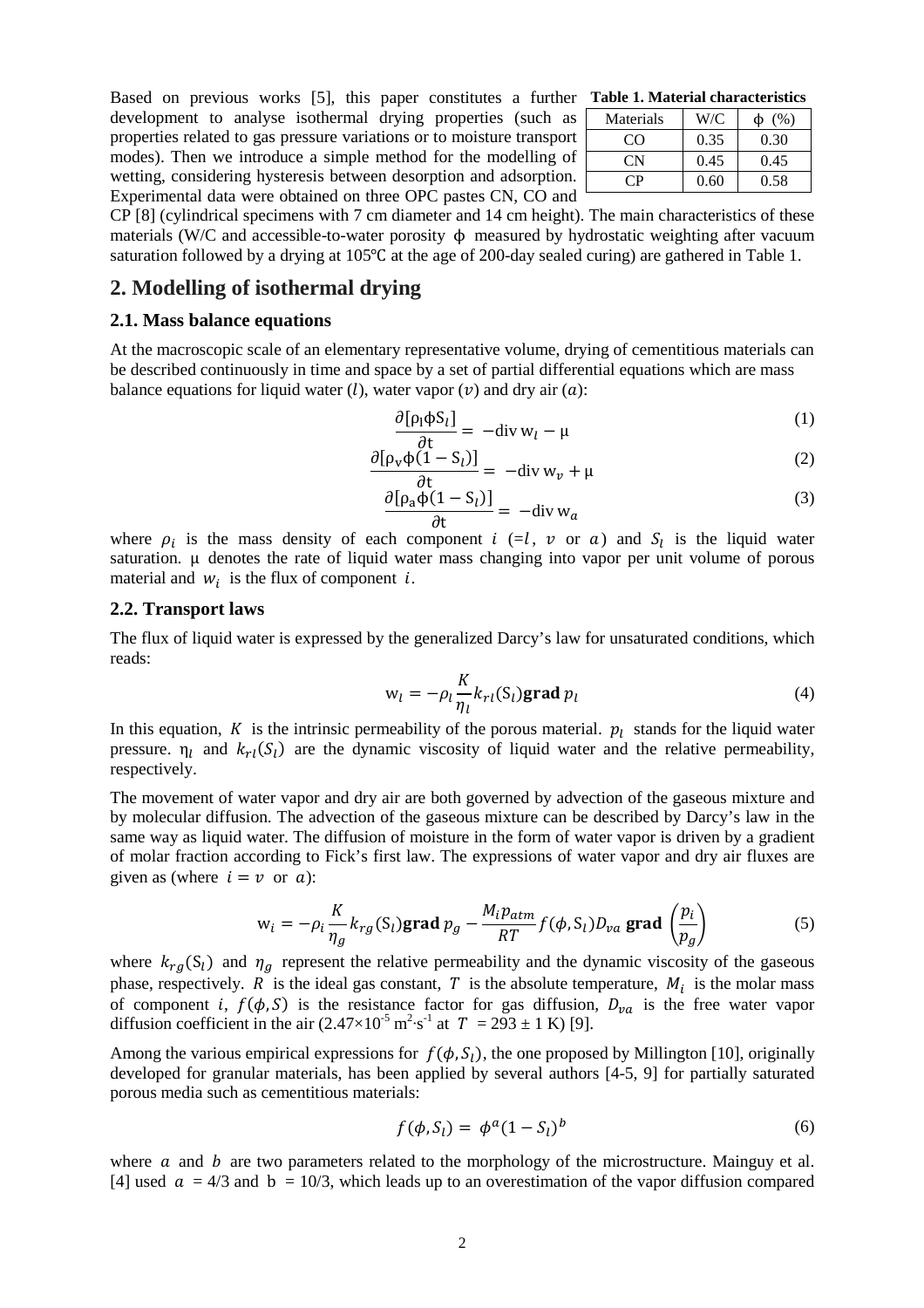Based on previous works [5], this paper constitutes a further development to analyse isothermal drying properties (such as properties related to gas pressure variations or to moisture transport modes). Then we introduce a simple method for the modelling of wetting, considering hysteresis between desorption and adsorption. Experimental data were obtained on three OPC pastes CN, CO and CP [8] (cylindrical specimens with 7 cm diameter and 14 cm height). The main characteristics of these materials (W/C and accessible-to-water porosity $\phi$ measured by hydrostatic weighting after vacuum saturation followed by a drying at 105℃ at the age of 200-day sealed curing) are gathered in Table 1.

**Table 1. Material characteristics**

| Materials | W/C | $\phi$ (%) |
|---|---|---|
| CO | 0.35 | 0.30 |
| CN | 0.45 | 0.45 |
| CP | 0.60 | 0.58 |

## 2. Modelling of isothermal drying

### 2.1. Mass balance equations

At the macroscopic scale of an elementary representative volume, drying of cementitious materials can be described continuously in time and space by a set of partial differential equations which are mass balance equations for liquid water ($l$), water vapor ($v$) and dry air ($a$):

$$\frac{\partial[\rho_l \phi S_l]}{\partial t} = -\text{div}\, w_l - \mu \tag{1}$$

$$\frac{\partial[\rho_v \phi(1-S_l)]}{\partial t} = -\text{div}\, w_v + \mu \tag{2}$$

$$\frac{\partial[\rho_a \phi(1-S_l)]}{\partial t} = -\text{div}\, w_a \tag{3}$$

where $\rho_i$ is the mass density of each component $i$ ($=l$, $v$ or $a$) and $S_l$ is the liquid water saturation. $\mu$ denotes the rate of liquid water mass changing into vapor per unit volume of porous material and $w_i$ is the flux of component $i$.

### 2.2. Transport laws

The flux of liquid water is expressed by the generalized Darcy's law for unsaturated conditions, which reads:

$$w_l = -\rho_l \frac{K}{\eta_l} k_{rl}(S_l) \,\mathbf{grad}\, p_l \tag{4}$$

In this equation, $K$ is the intrinsic permeability of the porous material. $p_l$ stands for the liquid water pressure. $\eta_l$ and $k_{rl}(S_l)$ are the dynamic viscosity of liquid water and the relative permeability, respectively.

The movement of water vapor and dry air are both governed by advection of the gaseous mixture and by molecular diffusion. The advection of the gaseous mixture can be described by Darcy's law in the same way as liquid water. The diffusion of moisture in the form of water vapor is driven by a gradient of molar fraction according to Fick's first law. The expressions of water vapor and dry air fluxes are given as (where $i = v$ or $a$):

$$w_i = -\rho_i \frac{K}{\eta_g} k_{rg}(S_l) \,\mathbf{grad}\, p_g - \frac{M_i p_{atm}}{RT} f(\phi, S_l) D_{va} \,\mathbf{grad}\, \left(\frac{p_i}{p_g}\right) \tag{5}$$

where $k_{rg}(S_l)$ and $\eta_g$ represent the relative permeability and the dynamic viscosity of the gaseous phase, respectively. $R$ is the ideal gas constant, $T$ is the absolute temperature, $M_i$ is the molar mass of component $i$, $f(\phi, S)$ is the resistance factor for gas diffusion, $D_{va}$ is the free water vapor diffusion coefficient in the air ($2.47\times10^{-5}$ m$^2$·s$^{-1}$ at $T = 293 \pm 1$ K) [9].

Among the various empirical expressions for $f(\phi, S_l)$, the one proposed by Millington [10], originally developed for granular materials, has been applied by several authors [4-5, 9] for partially saturated porous media such as cementitious materials:

$$f(\phi, S_l) = \phi^a (1 - S_l)^b \tag{6}$$

where $a$ and $b$ are two parameters related to the morphology of the microstructure. Mainguy et al. [4] used $a = 4/3$ and $b = 10/3$, which leads up to an overestimation of the vapor diffusion compared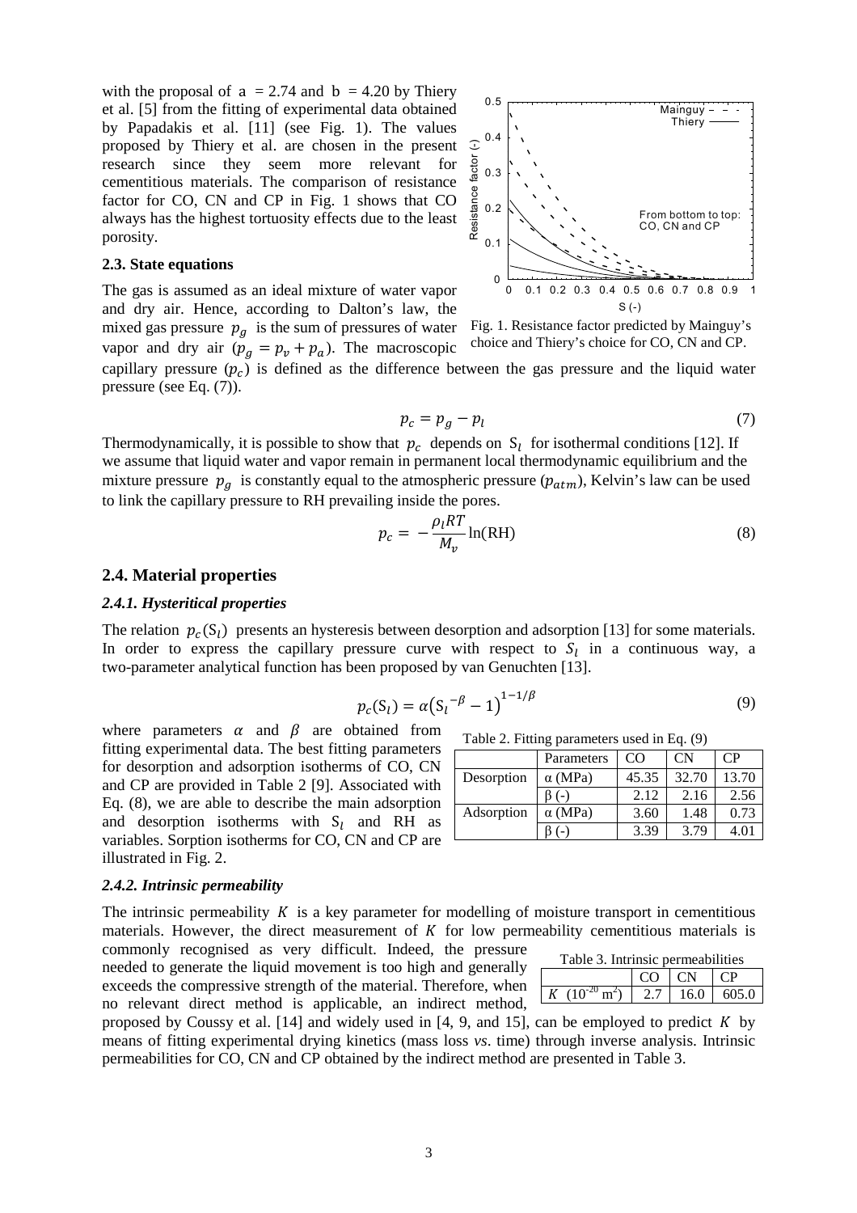with the proposal of $a = 2.74$ and $b = 4.20$ by Thiery et al. [5] from the fitting of experimental data obtained by Papadakis et al. [11] (see Fig. 1). The values proposed by Thiery et al. are chosen in the present research since they seem more relevant for cementitious materials. The comparison of resistance factor for CO, CN and CP in Fig. 1 shows that CO always has the highest tortuosity effects due to the least porosity.

Fig. 1. Resistance factor predicted by Mainguy's choice and Thiery's choice for CO, CN and CP.

### 2.3. State equations

The gas is assumed as an ideal mixture of water vapor and dry air. Hence, according to Dalton's law, the mixed gas pressure $p_g$ is the sum of pressures of water vapor and dry air ($p_g = p_v + p_a$). The macroscopic capillary pressure ($p_c$) is defined as the difference between the gas pressure and the liquid water pressure (see Eq. (7)).

$$p_c = p_g - p_l \tag{7}$$

Thermodynamically, it is possible to show that $p_c$ depends on $S_l$ for isothermal conditions [12]. If we assume that liquid water and vapor remain in permanent local thermodynamic equilibrium and the mixture pressure $p_g$ is constantly equal to the atmospheric pressure ($p_{atm}$), Kelvin's law can be used to link the capillary pressure to RH prevailing inside the pores.

$$p_c = -\frac{\rho_l RT}{M_v}\ln(\mathrm{RH}) \tag{8}$$

## 2.4. Material properties

### *2.4.1. Hysteritical properties*

The relation $p_c(S_l)$ presents an hysteresis between desorption and adsorption [13] for some materials. In order to express the capillary pressure curve with respect to $S_l$ in a continuous way, a two-parameter analytical function has been proposed by van Genuchten [13].

$$p_c(S_l) = \alpha\left({S_l}^{-\beta} - 1\right)^{1-1/\beta} \tag{9}$$

where parameters $\alpha$ and $\beta$ are obtained from fitting experimental data. The best fitting parameters for desorption and adsorption isotherms of CO, CN and CP are provided in Table 2 [9]. Associated with Eq. (8), we are able to describe the main adsorption and desorption isotherms with $S_l$ and RH as variables. Sorption isotherms for CO, CN and CP are illustrated in Fig. 2.

Table 2. Fitting parameters used in Eq. (9)

| | Parameters | CO | CN | CP |
|---|---|---|---|---|
| Desorption | $\alpha$ (MPa) | 45.35 | 32.70 | 13.70 |
| | $\beta$ (-) | 2.12 | 2.16 | 2.56 |
| Adsorption | $\alpha$ (MPa) | 3.60 | 1.48 | 0.73 |
| | $\beta$ (-) | 3.39 | 3.79 | 4.01 |

### *2.4.2. Intrinsic permeability*

The intrinsic permeability $K$ is a key parameter for modelling of moisture transport in cementitious materials. However, the direct measurement of $K$ for low permeability cementitious materials is commonly recognised as very difficult. Indeed, the pressure needed to generate the liquid movement is too high and generally exceeds the compressive strength of the material. Therefore, when no relevant direct method is applicable, an indirect method, proposed by Coussy et al. [14] and widely used in [4, 9, and 15], can be employed to predict $K$ by means of fitting experimental drying kinetics (mass loss *vs*. time) through inverse analysis. Intrinsic permeabilities for CO, CN and CP obtained by the indirect method are presented in Table 3.

Table 3. Intrinsic permeabilities

| | CO | CN | CP |
|---|---|---|---|
| $K$ ($10^{-20}$ m$^2$) | 2.7 | 16.0 | 605.0 |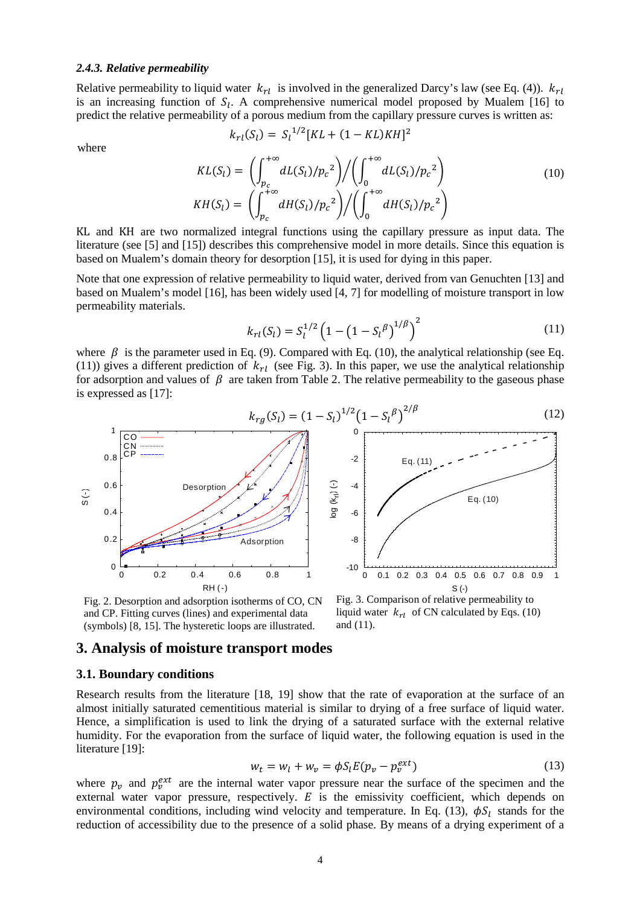#### *2.4.3. Relative permeability*

Relative permeability to liquid water $k_{rl}$ is involved in the generalized Darcy's law (see Eq. (4)). $k_{rl}$ is an increasing function of $S_l$. A comprehensive numerical model proposed by Mualem [16] to predict the relative permeability of a porous medium from the capillary pressure curves is written as:

$$k_{rl}(S_l) = S_l^{1/2}[KL + (1 - KL)KH]^2$$

where

$$KL(S_l) = \left(\int_{p_c}^{+\infty} dL(S_l)/{p_c}^2\right) \Big/ \left(\int_{0}^{+\infty} dL(S_l)/{p_c}^2\right) \tag{10}$$

$$KH(S_l) = \left(\int_{p_c}^{+\infty} dH(S_l)/{p_c}^2\right) \Big/ \left(\int_{0}^{+\infty} dH(S_l)/{p_c}^2\right)$$

KL and KH are two normalized integral functions using the capillary pressure as input data. The literature (see [5] and [15]) describes this comprehensive model in more details. Since this equation is based on Mualem's domain theory for desorption [15], it is used for dying in this paper.

Note that one expression of relative permeability to liquid water, derived from van Genuchten [13] and based on Mualem's model [16], has been widely used [4, 7] for modelling of moisture transport in low permeability materials.

$$k_{rl}(S_l) = S_l^{1/2}\left(1 - \left(1 - {S_l}^{\beta}\right)^{1/\beta}\right)^2 \tag{11}$$

where $\beta$ is the parameter used in Eq. (9). Compared with Eq. (10), the analytical relationship (see Eq. (11)) gives a different prediction of $k_{rl}$ (see Fig. 3). In this paper, we use the analytical relationship for adsorption and values of $\beta$ are taken from Table 2. The relative permeability to the gaseous phase is expressed as [17]:

$$k_{rg}(S_l) = (1 - S_l)^{1/2}\left(1 - {S_l}^{\beta}\right)^{2/\beta} \tag{12}$$

Fig. 2. Desorption and adsorption isotherms of CO, CN and CP. Fitting curves (lines) and experimental data (symbols) [8, 15]. The hysteretic loops are illustrated.

Fig. 3. Comparison of relative permeability to liquid water $k_{rl}$ of CN calculated by Eqs. (10) and (11).

## 3. Analysis of moisture transport modes

### 3.1. Boundary conditions

Research results from the literature [18, 19] show that the rate of evaporation at the surface of an almost initially saturated cementitious material is similar to drying of a free surface of liquid water. Hence, a simplification is used to link the drying of a saturated surface with the external relative humidity. For the evaporation from the surface of liquid water, the following equation is used in the literature [19]:

$$w_t = w_l + w_v = \phi S_l E(p_v - p_v^{ext}) \tag{13}$$

where $p_v$ and $p_v^{ext}$ are the internal water vapor pressure near the surface of the specimen and the external water vapor pressure, respectively. $E$ is the emissivity coefficient, which depends on environmental conditions, including wind velocity and temperature. In Eq. (13), $\phi S_l$ stands for the reduction of accessibility due to the presence of a solid phase. By means of a drying experiment of a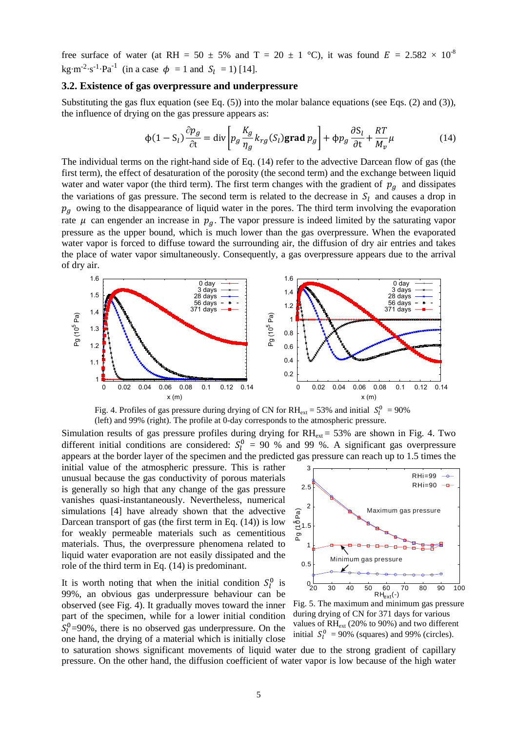free surface of water (at RH = 50 ± 5% and T = 20 ± 1 °C), it was found $E$ = 2.582 × $10^{-8}$ kg·m$^{-2}$·s$^{-1}$·Pa$^{-1}$ (in a case $\phi$ = 1 and $S_l$ = 1) [14].

### 3.2. Existence of gas overpressure and underpressure

Substituting the gas flux equation (see Eq. (5)) into the molar balance equations (see Eqs. (2) and (3)), the influence of drying on the gas pressure appears as:

$$\phi(1-S_l)\frac{\partial p_g}{\partial t} = \text{div}\left[p_g \frac{K_g}{\eta_g} k_{rg}(S_l)\,\textbf{grad}\, p_g\right] + \phi p_g \frac{\partial S_l}{\partial t} + \frac{RT}{M_v}\mu \tag{14}$$

The individual terms on the right-hand side of Eq. (14) refer to the advective Darcean flow of gas (the first term), the effect of desaturation of the porosity (the second term) and the exchange between liquid water and water vapor (the third term). The first term changes with the gradient of $p_g$ and dissipates the variations of gas pressure. The second term is related to the decrease in $S_l$ and causes a drop in $p_g$ owing to the disappearance of liquid water in the pores. The third term involving the evaporation rate $\mu$ can engender an increase in $p_g$. The vapor pressure is indeed limited by the saturating vapor pressure as the upper bound, which is much lower than the gas overpressure. When the evaporated water vapor is forced to diffuse toward the surrounding air, the diffusion of dry air entries and takes the place of water vapor simultaneously. Consequently, a gas overpressure appears due to the arrival of dry air.

Fig. 4. Profiles of gas pressure during drying of CN for RH$_{ext}$ = 53% and initial $S_l^0$ = 90% (left) and 99% (right). The profile at 0-day corresponds to the atmospheric pressure.

Simulation results of gas pressure profiles during drying for RH$_{ext}$ = 53% are shown in Fig. 4. Two different initial conditions are considered: $S_l^0$ = 90 % and 99 %. A significant gas overpressure appears at the border layer of the specimen and the predicted gas pressure can reach up to 1.5 times the initial value of the atmospheric pressure. This is rather unusual because the gas conductivity of porous materials is generally so high that any change of the gas pressure vanishes quasi-instantaneously. Nevertheless, numerical simulations [4] have already shown that the advective Darcean transport of gas (the first term in Eq. (14)) is low for weakly permeable materials such as cementitious materials. Thus, the overpressure phenomena related to liquid water evaporation are not easily dissipated and the role of the third term in Eq. (14) is predominant.

Fig. 5. The maximum and minimum gas pressure during drying of CN for 371 days for various values of RH$_{ext}$ (20% to 90%) and two different initial $S_l^0$ = 90% (squares) and 99% (circles).

It is worth noting that when the initial condition $S_l^0$ is 99%, an obvious gas underpressure behaviour can be observed (see Fig. 4). It gradually moves toward the inner part of the specimen, while for a lower initial condition $S_l^0$=90%, there is no observed gas underpressure. On the one hand, the drying of a material which is initially close to saturation shows significant movements of liquid water due to the strong gradient of capillary pressure. On the other hand, the diffusion coefficient of water vapor is low because of the high water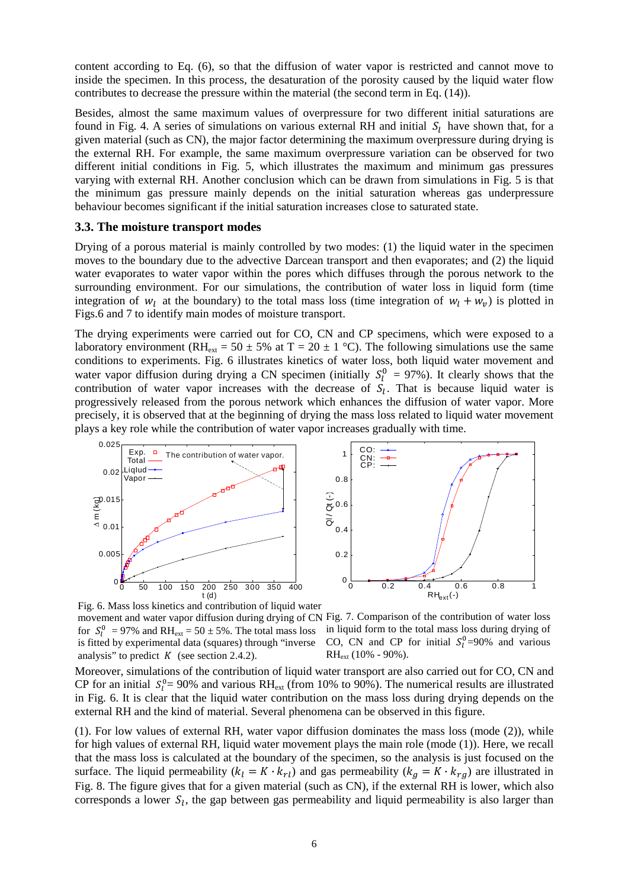content according to Eq. (6), so that the diffusion of water vapor is restricted and cannot move to inside the specimen. In this process, the desaturation of the porosity caused by the liquid water flow contributes to decrease the pressure within the material (the second term in Eq. (14)).

Besides, almost the same maximum values of overpressure for two different initial saturations are found in Fig. 4. A series of simulations on various external RH and initial $S_l$ have shown that, for a given material (such as CN), the major factor determining the maximum overpressure during drying is the external RH. For example, the same maximum overpressure variation can be observed for two different initial conditions in Fig. 5, which illustrates the maximum and minimum gas pressures varying with external RH. Another conclusion which can be drawn from simulations in Fig. 5 is that the minimum gas pressure mainly depends on the initial saturation whereas gas underpressure behaviour becomes significant if the initial saturation increases close to saturated state.

### 3.3. The moisture transport modes

Drying of a porous material is mainly controlled by two modes: (1) the liquid water in the specimen moves to the boundary due to the advective Darcean transport and then evaporates; and (2) the liquid water evaporates to water vapor within the pores which diffuses through the porous network to the surrounding environment. For our simulations, the contribution of water loss in liquid form (time integration of $w_l$ at the boundary) to the total mass loss (time integration of $w_l + w_v$) is plotted in Figs.6 and 7 to identify main modes of moisture transport.

The drying experiments were carried out for CO, CN and CP specimens, which were exposed to a laboratory environment (RH$_{ext}$ = 50 ± 5% at T = 20 ± 1 °C). The following simulations use the same conditions to experiments. Fig. 6 illustrates kinetics of water loss, both liquid water movement and water vapor diffusion during drying a CN specimen (initially $S_l^0$ = 97%). It clearly shows that the contribution of water vapor increases with the decrease of $S_l$. That is because liquid water is progressively released from the porous network which enhances the diffusion of water vapor. More precisely, it is observed that at the beginning of drying the mass loss related to liquid water movement plays a key role while the contribution of water vapor increases gradually with time.

Fig. 6. Mass loss kinetics and contribution of liquid water movement and water vapor diffusion during drying of CN for $S_l^0$ = 97% and RH$_{ext}$ = 50 ± 5%. The total mass loss is fitted by experimental data (squares) through "inverse analysis" to predict $K$ (see section 2.4.2).

Fig. 7. Comparison of the contribution of water loss in liquid form to the total mass loss during drying of CO, CN and CP for initial $S_l^0$=90% and various RH$_{ext}$ (10% - 90%).

Moreover, simulations of the contribution of liquid water transport are also carried out for CO, CN and CP for an initial $S_l^0$= 90% and various RH$_{ext}$ (from 10% to 90%). The numerical results are illustrated in Fig. 6. It is clear that the liquid water contribution on the mass loss during drying depends on the external RH and the kind of material. Several phenomena can be observed in this figure.

(1). For low values of external RH, water vapor diffusion dominates the mass loss (mode (2)), while for high values of external RH, liquid water movement plays the main role (mode (1)). Here, we recall that the mass loss is calculated at the boundary of the specimen, so the analysis is just focused on the surface. The liquid permeability ($k_l = K \cdot k_{rl}$) and gas permeability ($k_g = K \cdot k_{rg}$) are illustrated in Fig. 8. The figure gives that for a given material (such as CN), if the external RH is lower, which also corresponds a lower $S_l$, the gap between gas permeability and liquid permeability is also larger than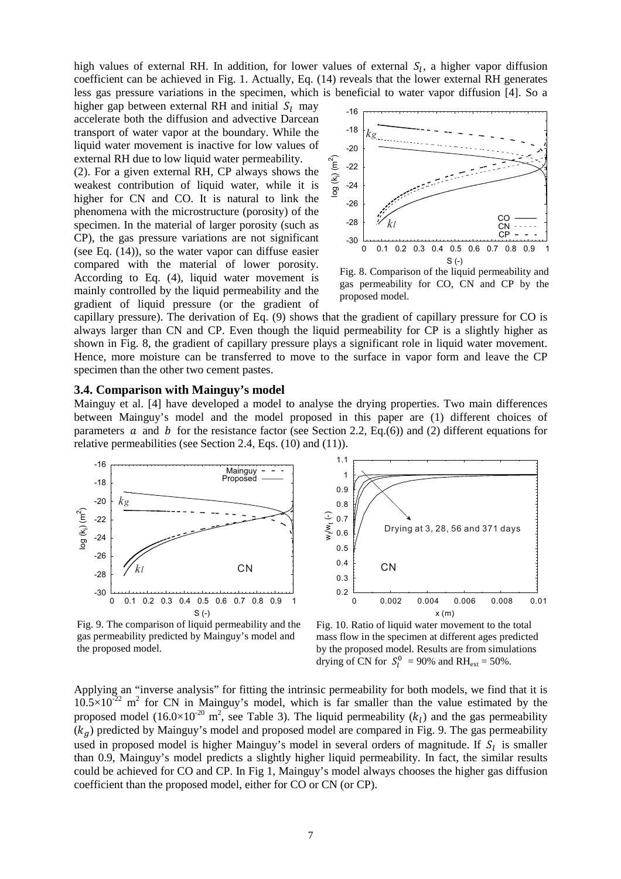high values of external RH. In addition, for lower values of external $S_l$, a higher vapor diffusion coefficient can be achieved in Fig. 1. Actually, Eq. (14) reveals that the lower external RH generates less gas pressure variations in the specimen, which is beneficial to water vapor diffusion [4]. So a higher gap between external RH and initial $S_l$ may accelerate both the diffusion and advective Darcean transport of water vapor at the boundary. While the liquid water movement is inactive for low values of external RH due to low liquid water permeability.

(2). For a given external RH, CP always shows the weakest contribution of liquid water, while it is higher for CN and CO. It is natural to link the phenomena with the microstructure (porosity) of the specimen. In the material of larger porosity (such as CP), the gas pressure variations are not significant (see Eq. (14)), so the water vapor can diffuse easier compared with the material of lower porosity. According to Eq. (4), liquid water movement is mainly controlled by the liquid permeability and the gradient of liquid pressure (or the gradient of capillary pressure). The derivation of Eq. (9) shows that the gradient of capillary pressure for CO is always larger than CN and CP. Even though the liquid permeability for CP is a slightly higher as shown in Fig. 8, the gradient of capillary pressure plays a significant role in liquid water movement. Hence, more moisture can be transferred to move to the surface in vapor form and leave the CP specimen than the other two cement pastes.

Fig. 8. Comparison of the liquid permeability and gas permeability for CO, CN and CP by the proposed model.

### 3.4. Comparison with Mainguy's model

Mainguy et al. [4] have developed a model to analyse the drying properties. Two main differences between Mainguy's model and the model proposed in this paper are (1) different choices of parameters $a$ and $b$ for the resistance factor (see Section 2.2, Eq.(6)) and (2) different equations for relative permeabilities (see Section 2.4, Eqs. (10) and (11)).

Fig. 9. The comparison of liquid permeability and the gas permeability predicted by Mainguy's model and the proposed model.

Fig. 10. Ratio of liquid water movement to the total mass flow in the specimen at different ages predicted by the proposed model. Results are from simulations drying of CN for $S_l^0$ = 90% and $\mathrm{RH_{ext}}$ = 50%.

Applying an "inverse analysis" for fitting the intrinsic permeability for both models, we find that it is $10.5\times10^{-22}$ m$^2$ for CN in Mainguy's model, which is far smaller than the value estimated by the proposed model ($16.0\times10^{-20}$ m$^2$, see Table 3). The liquid permeability ($k_l$) and the gas permeability ($k_g$) predicted by Mainguy's model and proposed model are compared in Fig. 9. The gas permeability used in proposed model is higher Mainguy's model in several orders of magnitude. If $S_l$ is smaller than 0.9, Mainguy's model predicts a slightly higher liquid permeability. In fact, the similar results could be achieved for CO and CP. In Fig 1, Mainguy's model always chooses the higher gas diffusion coefficient than the proposed model, either for CO or CN (or CP).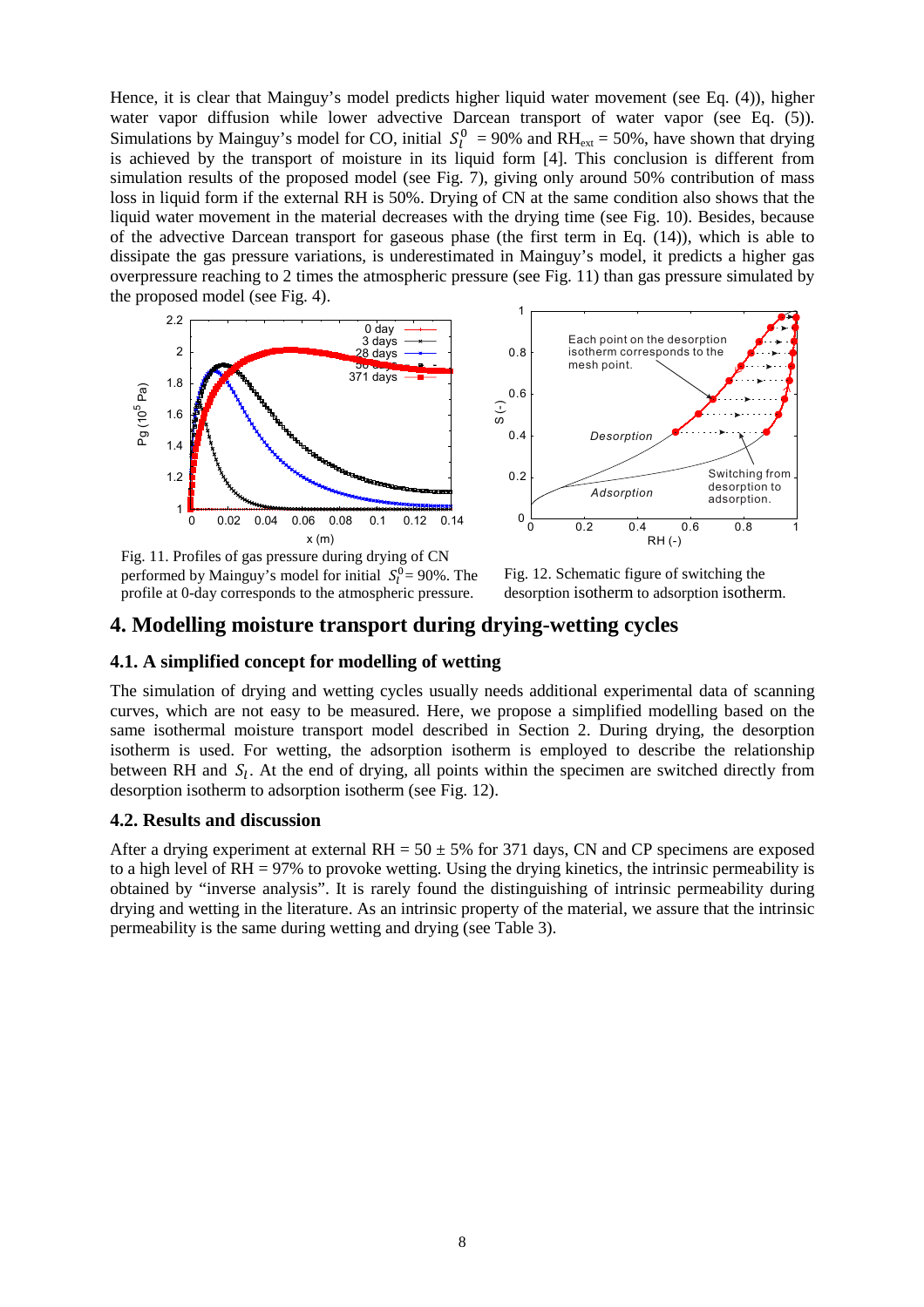Hence, it is clear that Mainguy's model predicts higher liquid water movement (see Eq. (4)), higher water vapor diffusion while lower advective Darcean transport of water vapor (see Eq. (5)). Simulations by Mainguy's model for CO, initial $S_l^0$ = 90% and $RH_{ext}$ = 50%, have shown that drying is achieved by the transport of moisture in its liquid form [4]. This conclusion is different from simulation results of the proposed model (see Fig. 7), giving only around 50% contribution of mass loss in liquid form if the external RH is 50%. Drying of CN at the same condition also shows that the liquid water movement in the material decreases with the drying time (see Fig. 10). Besides, because of the advective Darcean transport for gaseous phase (the first term in Eq. (14)), which is able to dissipate the gas pressure variations, is underestimated in Mainguy's model, it predicts a higher gas overpressure reaching to 2 times the atmospheric pressure (see Fig. 11) than gas pressure simulated by the proposed model (see Fig. 4).

Fig. 11. Profiles of gas pressure during drying of CN performed by Mainguy's model for initial $S_l^0$ = 90%. The profile at 0-day corresponds to the atmospheric pressure.

Fig. 12. Schematic figure of switching the desorption isotherm to adsorption isotherm.

## 4. Modelling moisture transport during drying-wetting cycles

### 4.1. A simplified concept for modelling of wetting

The simulation of drying and wetting cycles usually needs additional experimental data of scanning curves, which are not easy to be measured. Here, we propose a simplified modelling based on the same isothermal moisture transport model described in Section 2. During drying, the desorption isotherm is used. For wetting, the adsorption isotherm is employed to describe the relationship between RH and $S_l$. At the end of drying, all points within the specimen are switched directly from desorption isotherm to adsorption isotherm (see Fig. 12).

### 4.2. Results and discussion

After a drying experiment at external RH = 50 ± 5% for 371 days, CN and CP specimens are exposed to a high level of RH = 97% to provoke wetting. Using the drying kinetics, the intrinsic permeability is obtained by "inverse analysis". It is rarely found the distinguishing of intrinsic permeability during drying and wetting in the literature. As an intrinsic property of the material, we assure that the intrinsic permeability is the same during wetting and drying (see Table 3).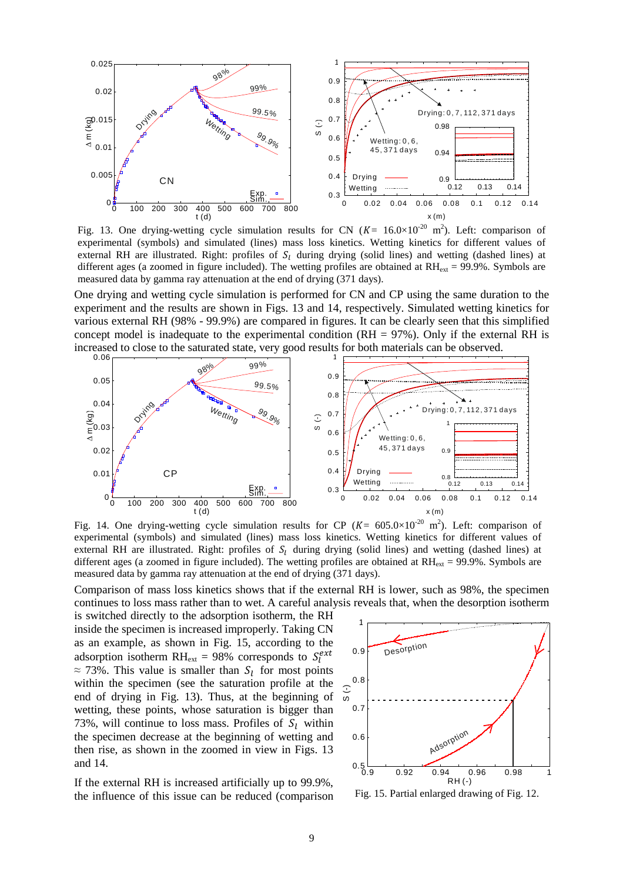Fig. 13. One drying-wetting cycle simulation results for CN ($K$= 16.0×10$^{-20}$ m$^2$). Left: comparison of experimental (symbols) and simulated (lines) mass loss kinetics. Wetting kinetics for different values of external RH are illustrated. Right: profiles of $S_l$ during drying (solid lines) and wetting (dashed lines) at different ages (a zoomed in figure included). The wetting profiles are obtained at RH$_{ext}$ = 99.9%. Symbols are measured data by gamma ray attenuation at the end of drying (371 days).

One drying and wetting cycle simulation is performed for CN and CP using the same duration to the experiment and the results are shown in Figs. 13 and 14, respectively. Simulated wetting kinetics for various external RH (98% - 99.9%) are compared in figures. It can be clearly seen that this simplified concept model is inadequate to the experimental condition (RH = 97%). Only if the external RH is increased to close to the saturated state, very good results for both materials can be observed.

Fig. 14. One drying-wetting cycle simulation results for CP ($K$= 605.0×10$^{-20}$ m$^2$). Left: comparison of experimental (symbols) and simulated (lines) mass loss kinetics. Wetting kinetics for different values of external RH are illustrated. Right: profiles of $S_l$ during drying (solid lines) and wetting (dashed lines) at different ages (a zoomed in figure included). The wetting profiles are obtained at RH$_{ext}$ = 99.9%. Symbols are measured data by gamma ray attenuation at the end of drying (371 days).

Comparison of mass loss kinetics shows that if the external RH is lower, such as 98%, the specimen continues to loss mass rather than to wet. A careful analysis reveals that, when the desorption isotherm is switched directly to the adsorption isotherm, the RH inside the specimen is increased improperly. Taking CN as an example, as shown in Fig. 15, according to the adsorption isotherm RH$_{ext}$ = 98% corresponds to $S_l^{ext}$ ≈ 73%. This value is smaller than $S_l$ for most points within the specimen (see the saturation profile at the end of drying in Fig. 13). Thus, at the beginning of wetting, these points, whose saturation is bigger than 73%, will continue to loss mass. Profiles of $S_l$ within the specimen decrease at the beginning of wetting and then rise, as shown in the zoomed in view in Figs. 13 and 14.

Fig. 15. Partial enlarged drawing of Fig. 12.

If the external RH is increased artificially up to 99.9%, the influence of this issue can be reduced (comparison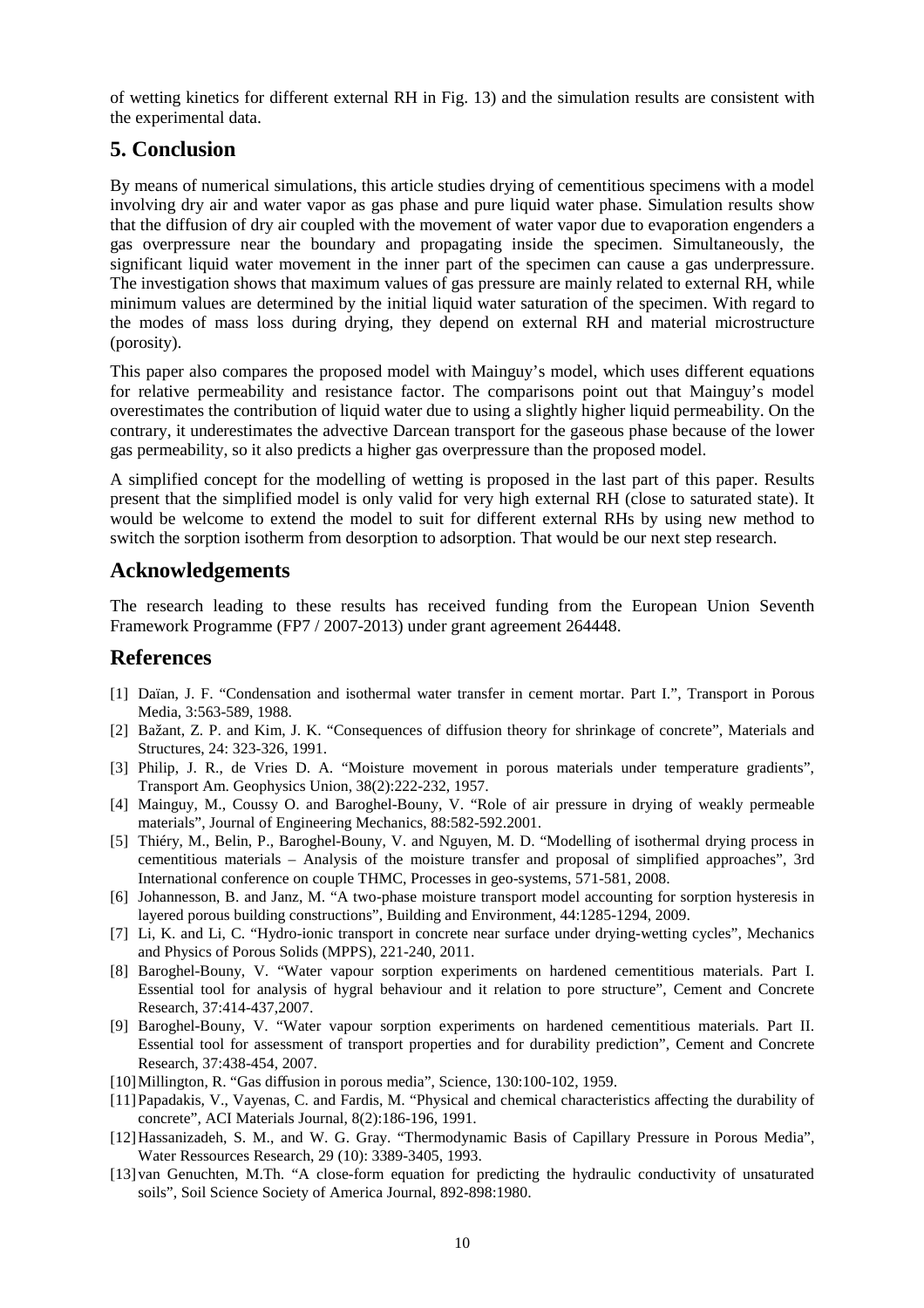of wetting kinetics for different external RH in Fig. 13) and the simulation results are consistent with the experimental data.

## 5. Conclusion

By means of numerical simulations, this article studies drying of cementitious specimens with a model involving dry air and water vapor as gas phase and pure liquid water phase. Simulation results show that the diffusion of dry air coupled with the movement of water vapor due to evaporation engenders a gas overpressure near the boundary and propagating inside the specimen. Simultaneously, the significant liquid water movement in the inner part of the specimen can cause a gas underpressure. The investigation shows that maximum values of gas pressure are mainly related to external RH, while minimum values are determined by the initial liquid water saturation of the specimen. With regard to the modes of mass loss during drying, they depend on external RH and material microstructure (porosity).

This paper also compares the proposed model with Mainguy's model, which uses different equations for relative permeability and resistance factor. The comparisons point out that Mainguy's model overestimates the contribution of liquid water due to using a slightly higher liquid permeability. On the contrary, it underestimates the advective Darcean transport for the gaseous phase because of the lower gas permeability, so it also predicts a higher gas overpressure than the proposed model.

A simplified concept for the modelling of wetting is proposed in the last part of this paper. Results present that the simplified model is only valid for very high external RH (close to saturated state). It would be welcome to extend the model to suit for different external RHs by using new method to switch the sorption isotherm from desorption to adsorption. That would be our next step research.

## Acknowledgements

The research leading to these results has received funding from the European Union Seventh Framework Programme (FP7 / 2007-2013) under grant agreement 264448.

## References

[1] Daïan, J. F. "Condensation and isothermal water transfer in cement mortar. Part I.", Transport in Porous Media, 3:563-589, 1988.

[2] Bažant, Z. P. and Kim, J. K. "Consequences of diffusion theory for shrinkage of concrete", Materials and Structures, 24: 323-326, 1991.

[3] Philip, J. R., de Vries D. A. "Moisture movement in porous materials under temperature gradients", Transport Am. Geophysics Union, 38(2):222-232, 1957.

[4] Mainguy, M., Coussy O. and Baroghel-Bouny, V. "Role of air pressure in drying of weakly permeable materials", Journal of Engineering Mechanics, 88:582-592.2001.

[5] Thiéry, M., Belin, P., Baroghel-Bouny, V. and Nguyen, M. D. "Modelling of isothermal drying process in cementitious materials – Analysis of the moisture transfer and proposal of simplified approaches", 3rd International conference on couple THMC, Processes in geo-systems, 571-581, 2008.

[6] Johannesson, B. and Janz, M. "A two-phase moisture transport model accounting for sorption hysteresis in layered porous building constructions", Building and Environment, 44:1285-1294, 2009.

[7] Li, K. and Li, C. "Hydro-ionic transport in concrete near surface under drying-wetting cycles", Mechanics and Physics of Porous Solids (MPPS), 221-240, 2011.

[8] Baroghel-Bouny, V. "Water vapour sorption experiments on hardened cementitious materials. Part I. Essential tool for analysis of hygral behaviour and it relation to pore structure", Cement and Concrete Research, 37:414-437,2007.

[9] Baroghel-Bouny, V. "Water vapour sorption experiments on hardened cementitious materials. Part II. Essential tool for assessment of transport properties and for durability prediction", Cement and Concrete Research, 37:438-454, 2007.

[10] Millington, R. "Gas diffusion in porous media", Science, 130:100-102, 1959.

[11] Papadakis, V., Vayenas, C. and Fardis, M. "Physical and chemical characteristics affecting the durability of concrete", ACI Materials Journal, 8(2):186-196, 1991.

[12] Hassanizadeh, S. M., and W. G. Gray. "Thermodynamic Basis of Capillary Pressure in Porous Media", Water Ressources Research, 29 (10): 3389-3405, 1993.

[13] van Genuchten, M.Th. "A close-form equation for predicting the hydraulic conductivity of unsaturated soils", Soil Science Society of America Journal, 892-898:1980.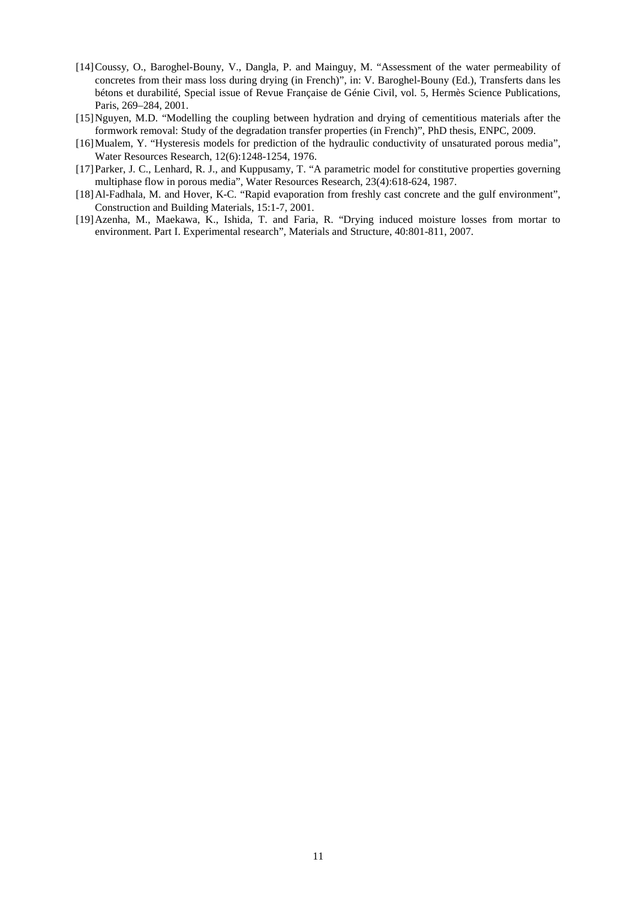[14] Coussy, O., Baroghel-Bouny, V., Dangla, P. and Mainguy, M. "Assessment of the water permeability of concretes from their mass loss during drying (in French)", in: V. Baroghel-Bouny (Ed.), Transferts dans les bétons et durabilité, Special issue of Revue Française de Génie Civil, vol. 5, Hermès Science Publications, Paris, 269–284, 2001.

[15] Nguyen, M.D. "Modelling the coupling between hydration and drying of cementitious materials after the formwork removal: Study of the degradation transfer properties (in French)", PhD thesis, ENPC, 2009.

[16] Mualem, Y. "Hysteresis models for prediction of the hydraulic conductivity of unsaturated porous media", Water Resources Research, 12(6):1248-1254, 1976.

[17] Parker, J. C., Lenhard, R. J., and Kuppusamy, T. "A parametric model for constitutive properties governing multiphase flow in porous media", Water Resources Research, 23(4):618-624, 1987.

[18] Al-Fadhala, M. and Hover, K-C. "Rapid evaporation from freshly cast concrete and the gulf environment", Construction and Building Materials, 15:1-7, 2001.

[19] Azenha, M., Maekawa, K., Ishida, T. and Faria, R. "Drying induced moisture losses from mortar to environment. Part I. Experimental research", Materials and Structure, 40:801-811, 2007.